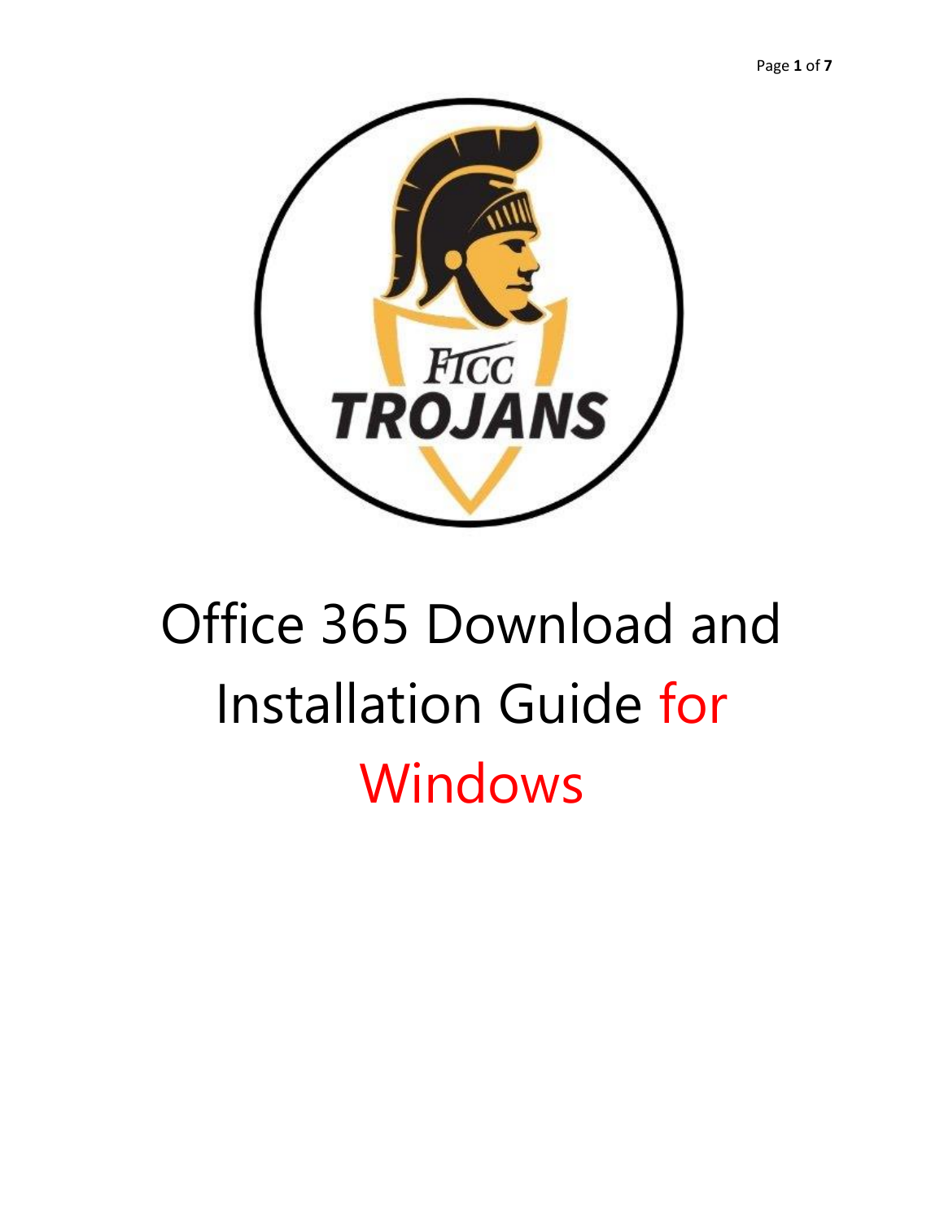# Office 365 Download and Installation Guide for Windows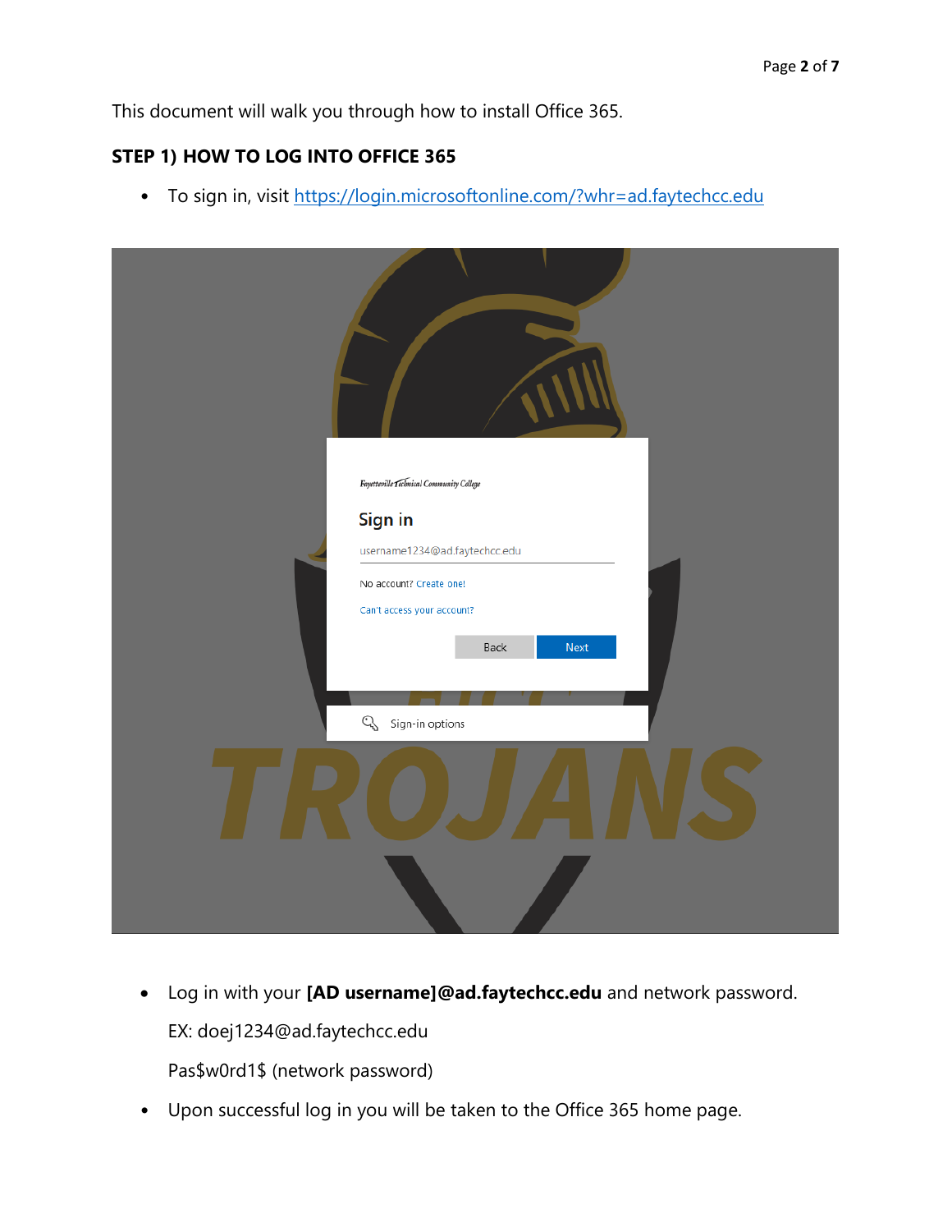This document will walk you through how to install Office 365.

### STEP 1) HOW TO LOG INTO OFFICE 365

- To sign in, visit [https://login.microsoftonline.com/?whr=ad.faytechcc.edu](https://login.microsoftonline.com/?whr=ad.faytechcc.edu)

- Log in with your **[AD username]@ad.faytechcc.edu** and network password.

  EX: doej1234@ad.faytechcc.edu

  Pas$w0rd1$ (network password)

- Upon successful log in you will be taken to the Office 365 home page.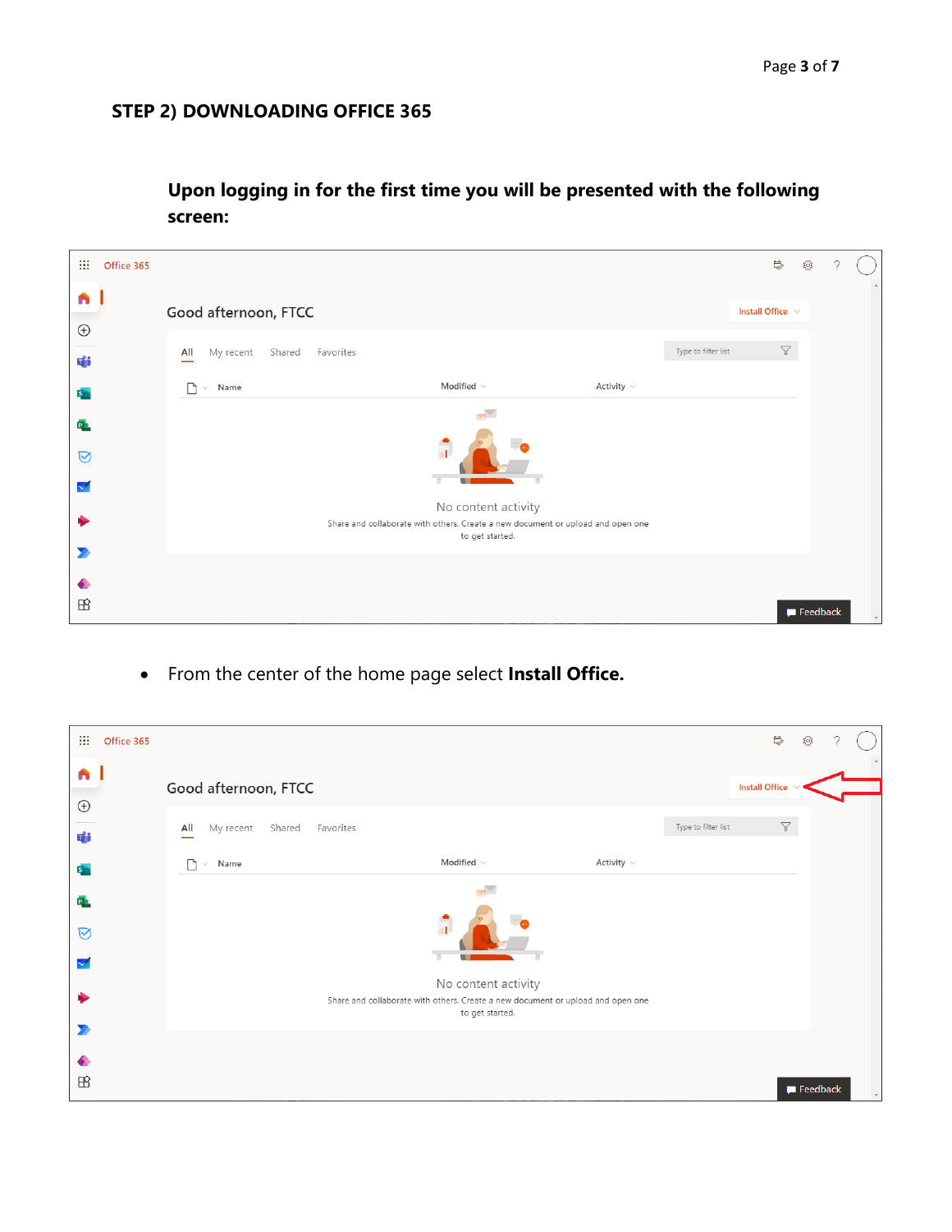## STEP 2) DOWNLOADING OFFICE 365

**Upon logging in for the first time you will be presented with the following screen:**

- From the center of the home page select **Install Office.**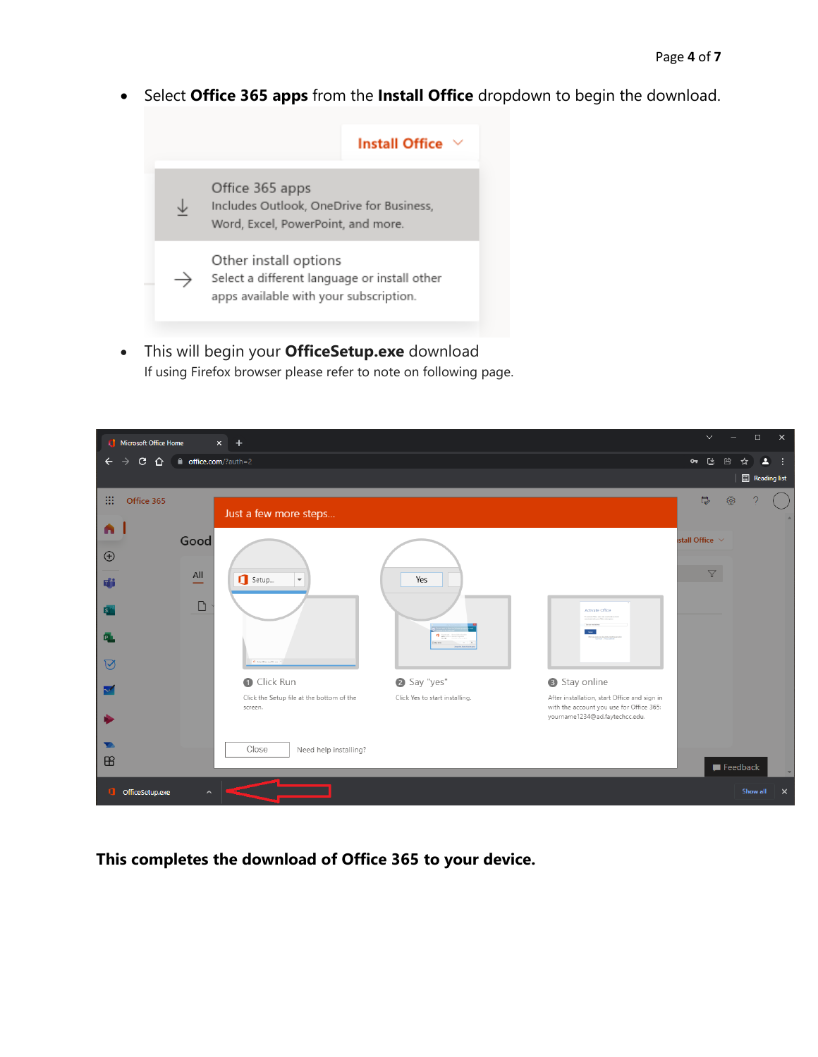- Select **Office 365 apps** from the **Install Office** dropdown to begin the download.

- This will begin your **OfficeSetup.exe** download
  If using Firefox browser please refer to note on following page.

**This completes the download of Office 365 to your device.**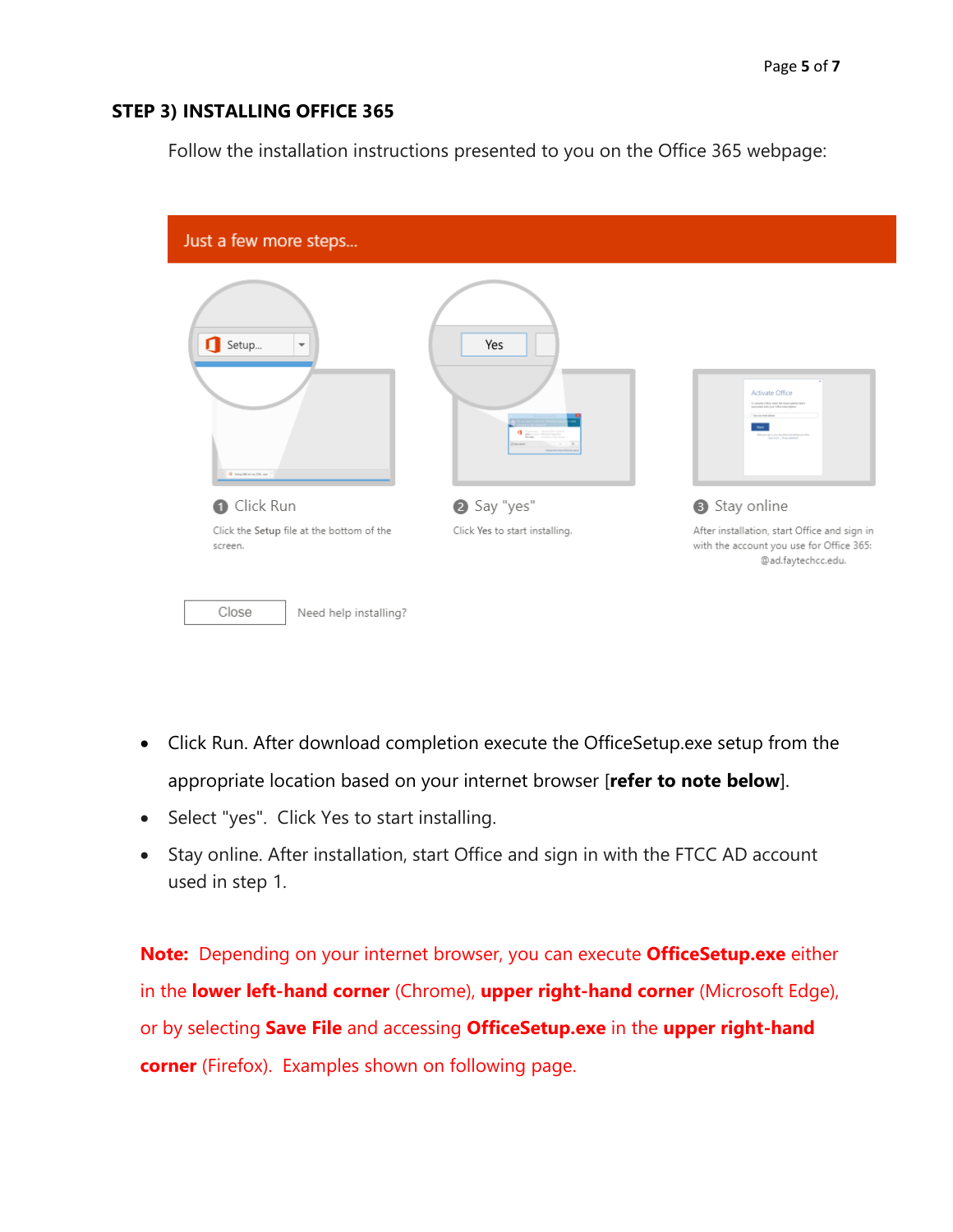### STEP 3) INSTALLING OFFICE 365

Follow the installation instructions presented to you on the Office 365 webpage:

Just a few more steps...

1 Click Run

Click the **Setup** file at the bottom of the screen.

2 Say "yes"

Click **Yes** to start installing.

3 Stay online

After installation, start Office and sign in with the account you use for Office 365: @ad.faytechcc.edu.

Close    Need help installing?

- Click Run. After download completion execute the OfficeSetup.exe setup from the appropriate location based on your internet browser [**refer to note below**].
- Select "yes". Click Yes to start installing.
- Stay online. After installation, start Office and sign in with the FTCC AD account used in step 1.

**Note:** Depending on your internet browser, you can execute **OfficeSetup.exe** either in the **lower left-hand corner** (Chrome), **upper right-hand corner** (Microsoft Edge), or by selecting **Save File** and accessing **OfficeSetup.exe** in the **upper right-hand corner** (Firefox). Examples shown on following page.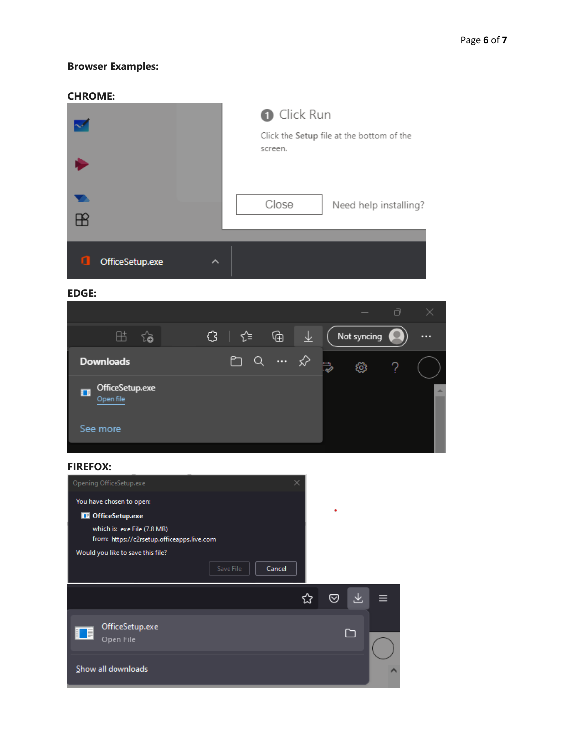**Browser Examples:**

**CHROME:**

**EDGE:**

**FIREFOX:**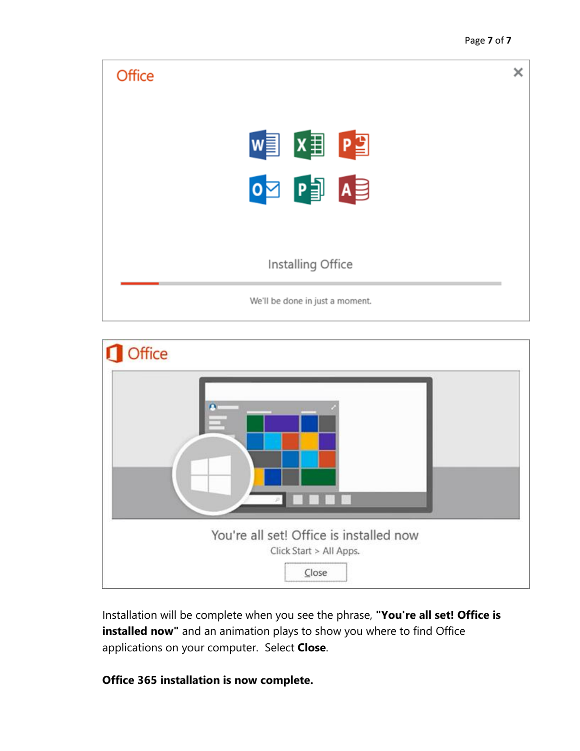Installation will be complete when you see the phrase, **"You're all set! Office is installed now"** and an animation plays to show you where to find Office applications on your computer. Select **Close**.

**Office 365 installation is now complete.**